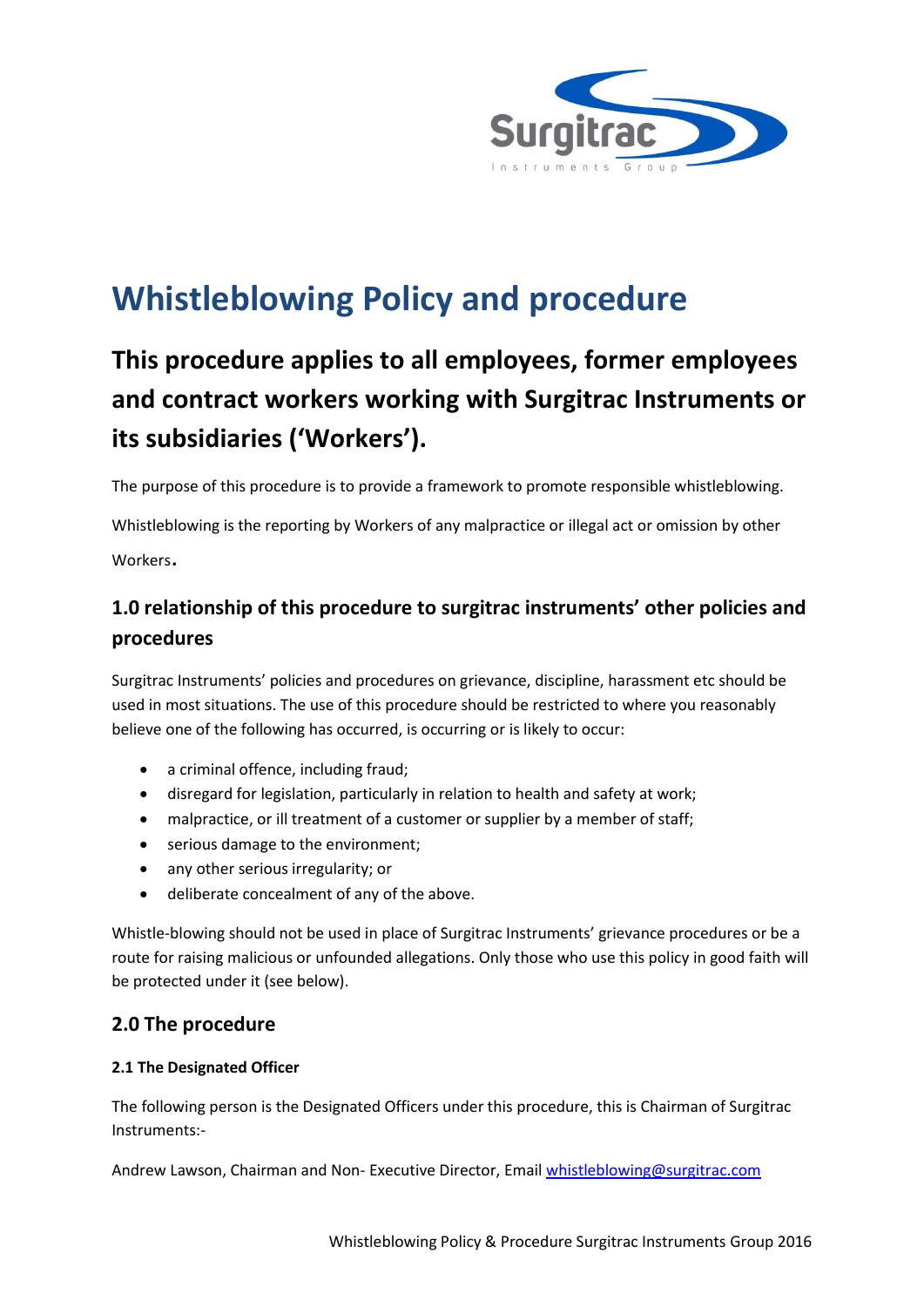# Whistleblowing Policy and procedure

## This procedure applies to all employees, former employees and contract workers working with Surgitrac Instruments or its subsidiaries ('Workers').

The purpose of this procedure is to provide a framework to promote responsible whistleblowing.

Whistleblowing is the reporting by Workers of any malpractice or illegal act or omission by other Workers.

### 1.0 relationship of this procedure to surgitrac instruments' other policies and procedures

Surgitrac Instruments' policies and procedures on grievance, discipline, harassment etc should be used in most situations. The use of this procedure should be restricted to where you reasonably believe one of the following has occurred, is occurring or is likely to occur:

- a criminal offence, including fraud;
- disregard for legislation, particularly in relation to health and safety at work;
- malpractice, or ill treatment of a customer or supplier by a member of staff;
- serious damage to the environment;
- any other serious irregularity; or
- deliberate concealment of any of the above.

Whistle-blowing should not be used in place of Surgitrac Instruments' grievance procedures or be a route for raising malicious or unfounded allegations. Only those who use this policy in good faith will be protected under it (see below).

### 2.0 The procedure

#### 2.1 The Designated Officer

The following person is the Designated Officers under this procedure, this is Chairman of Surgitrac Instruments:-

Andrew Lawson, Chairman and Non- Executive Director, Email [whistleblowing@surgitrac.com](mailto:whistleblowing@surgitrac.com)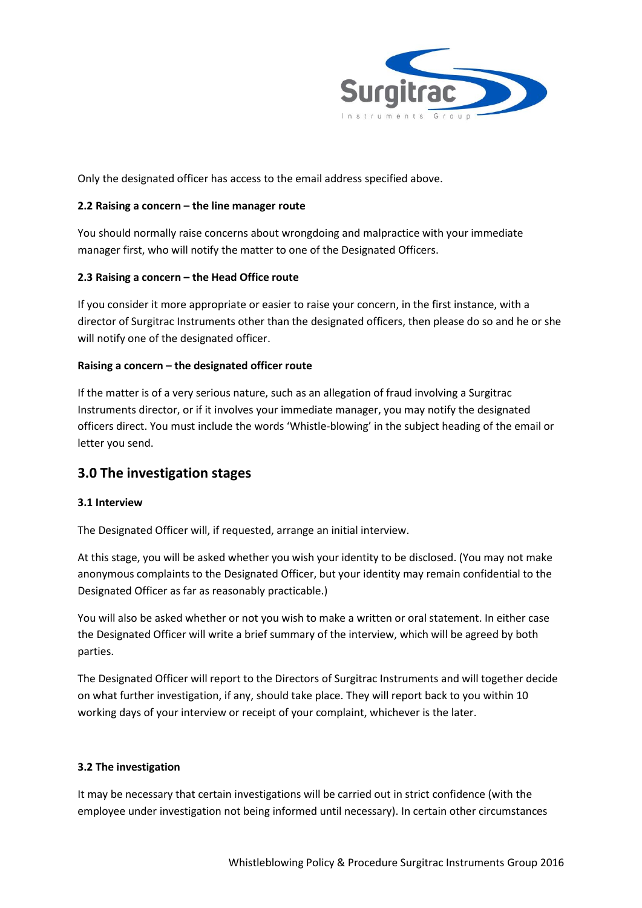Only the designated officer has access to the email address specified above.

**2.2 Raising a concern – the line manager route**

You should normally raise concerns about wrongdoing and malpractice with your immediate manager first, who will notify the matter to one of the Designated Officers.

**2.3 Raising a concern – the Head Office route**

If you consider it more appropriate or easier to raise your concern, in the first instance, with a director of Surgitrac Instruments other than the designated officers, then please do so and he or she will notify one of the designated officer.

**Raising a concern – the designated officer route**

If the matter is of a very serious nature, such as an allegation of fraud involving a Surgitrac Instruments director, or if it involves your immediate manager, you may notify the designated officers direct. You must include the words 'Whistle-blowing' in the subject heading of the email or letter you send.

## 3.0 The investigation stages

**3.1 Interview**

The Designated Officer will, if requested, arrange an initial interview.

At this stage, you will be asked whether you wish your identity to be disclosed. (You may not make anonymous complaints to the Designated Officer, but your identity may remain confidential to the Designated Officer as far as reasonably practicable.)

You will also be asked whether or not you wish to make a written or oral statement. In either case the Designated Officer will write a brief summary of the interview, which will be agreed by both parties.

The Designated Officer will report to the Directors of Surgitrac Instruments and will together decide on what further investigation, if any, should take place. They will report back to you within 10 working days of your interview or receipt of your complaint, whichever is the later.

**3.2 The investigation**

It may be necessary that certain investigations will be carried out in strict confidence (with the employee under investigation not being informed until necessary). In certain other circumstances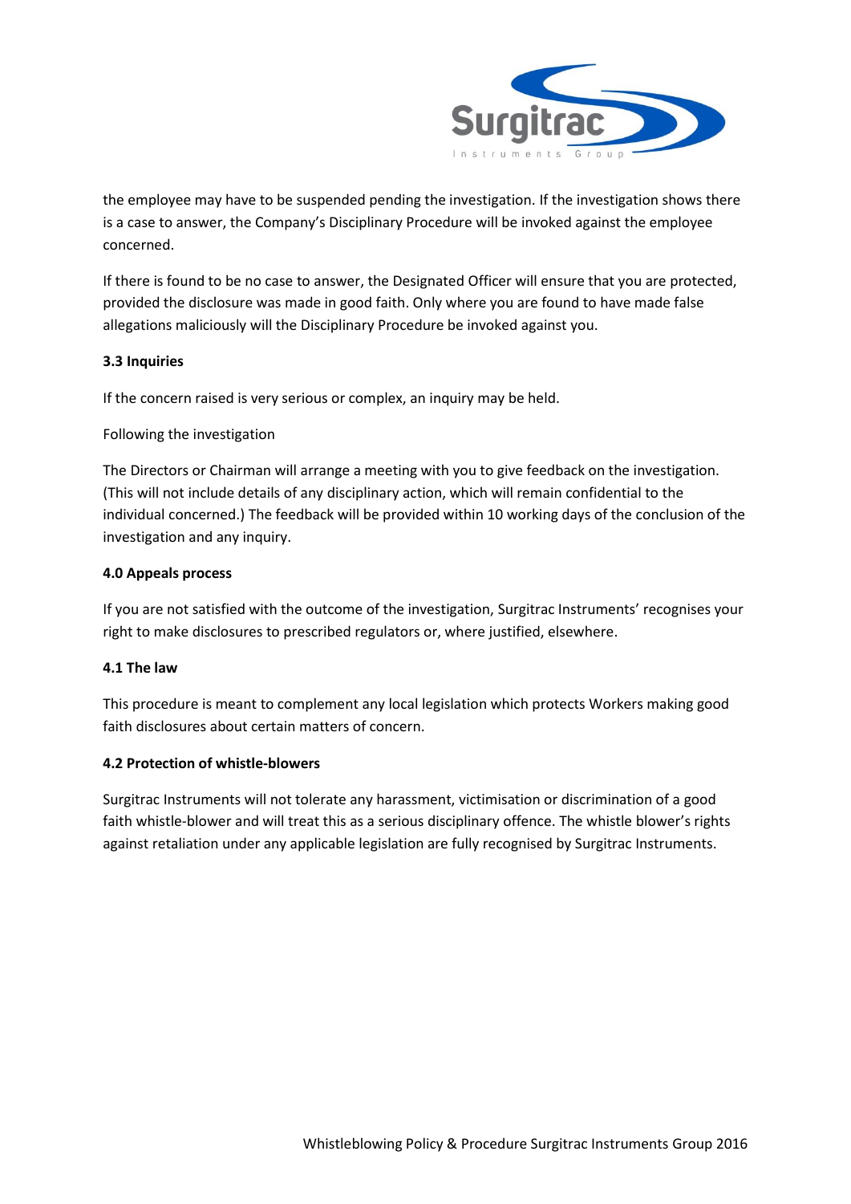the employee may have to be suspended pending the investigation. If the investigation shows there is a case to answer, the Company's Disciplinary Procedure will be invoked against the employee concerned.

If there is found to be no case to answer, the Designated Officer will ensure that you are protected, provided the disclosure was made in good faith. Only where you are found to have made false allegations maliciously will the Disciplinary Procedure be invoked against you.

**3.3 Inquiries**

If the concern raised is very serious or complex, an inquiry may be held.

Following the investigation

The Directors or Chairman will arrange a meeting with you to give feedback on the investigation. (This will not include details of any disciplinary action, which will remain confidential to the individual concerned.) The feedback will be provided within 10 working days of the conclusion of the investigation and any inquiry.

**4.0 Appeals process**

If you are not satisfied with the outcome of the investigation, Surgitrac Instruments' recognises your right to make disclosures to prescribed regulators or, where justified, elsewhere.

**4.1 The law**

This procedure is meant to complement any local legislation which protects Workers making good faith disclosures about certain matters of concern.

**4.2 Protection of whistle-blowers**

Surgitrac Instruments will not tolerate any harassment, victimisation or discrimination of a good faith whistle-blower and will treat this as a serious disciplinary offence. The whistle blower's rights against retaliation under any applicable legislation are fully recognised by Surgitrac Instruments.